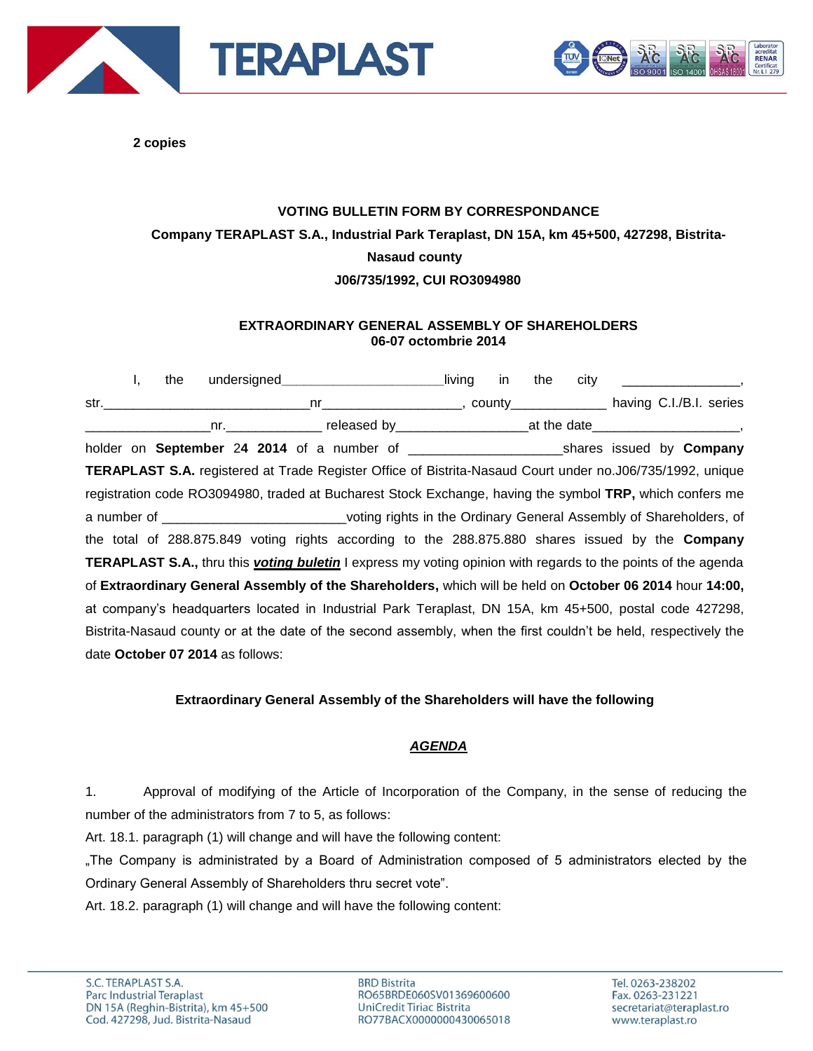**2 copies**

**VOTING BULLETIN FORM BY CORRESPONDANCE**

**Company TERAPLAST S.A., Industrial Park Teraplast, DN 15A, km 45+500, 427298, Bistrita-Nasaud county**

**J06/735/1992, CUI RO3094980**

**EXTRAORDINARY GENERAL ASSEMBLY OF SHAREHOLDERS**
**06-07 octombrie 2014**

I, the undersigned_____________________living in the city ________________, str.____________________________nr__________________, county_____________ having C.I./B.I. series _________________nr.____________ released by_________________at the date____________________, holder on **September 24 2014** of a number of ____________________shares issued by **Company TERAPLAST S.A.** registered at Trade Register Office of Bistrita-Nasaud Court under no.J06/735/1992, unique registration code RO3094980, traded at Bucharest Stock Exchange, having the symbol **TRP,** which confers me a number of ________________________voting rights in the Ordinary General Assembly of Shareholders, of the total of 288.875.849 voting rights according to the 288.875.880 shares issued by the **Company TERAPLAST S.A.,** thru this ***voting buletin*** I express my voting opinion with regards to the points of the agenda of **Extraordinary General Assembly of the Shareholders,** which will be held on **October 06 2014** hour **14:00,** at company's headquarters located in Industrial Park Teraplast, DN 15A, km 45+500, postal code 427298, Bistrita-Nasaud county or at the date of the second assembly, when the first couldn't be held, respectively the date **October 07 2014** as follows:

**Extraordinary General Assembly of the Shareholders will have the following**

***AGENDA***

1. Approval of modifying of the Article of Incorporation of the Company, in the sense of reducing the number of the administrators from 7 to 5, as follows:

Art. 18.1. paragraph (1) will change and will have the following content:

„The Company is administrated by a Board of Administration composed of 5 administrators elected by the Ordinary General Assembly of Shareholders thru secret vote".

Art. 18.2. paragraph (1) will change and will have the following content: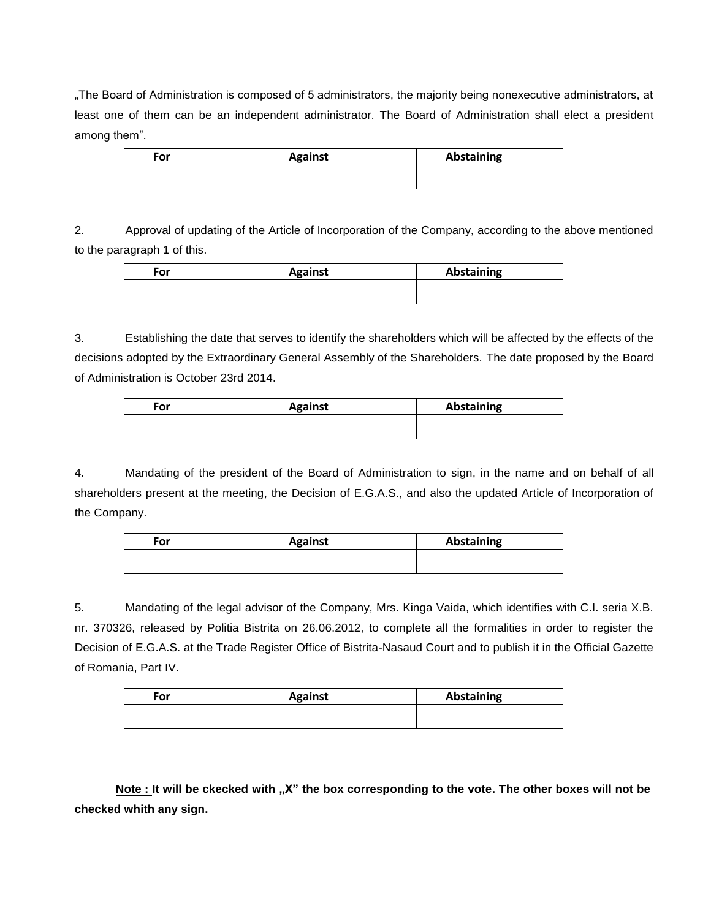„The Board of Administration is composed of 5 administrators, the majority being nonexecutive administrators, at least one of them can be an independent administrator. The Board of Administration shall elect a president among them".

| For | Against | Abstaining |
|---|---|---|
| | | |

2. Approval of updating of the Article of Incorporation of the Company, according to the above mentioned to the paragraph 1 of this.

| For | Against | Abstaining |
|---|---|---|
| | | |

3. Establishing the date that serves to identify the shareholders which will be affected by the effects of the decisions adopted by the Extraordinary General Assembly of the Shareholders. The date proposed by the Board of Administration is October 23rd 2014.

| For | Against | Abstaining |
|---|---|---|
| | | |

4. Mandating of the president of the Board of Administration to sign, in the name and on behalf of all shareholders present at the meeting, the Decision of E.G.A.S., and also the updated Article of Incorporation of the Company.

| For | Against | Abstaining |
|---|---|---|
| | | |

5. Mandating of the legal advisor of the Company, Mrs. Kinga Vaida, which identifies with C.I. seria X.B. nr. 370326, released by Politia Bistrita on 26.06.2012, to complete all the formalities in order to register the Decision of E.G.A.S. at the Trade Register Office of Bistrita-Nasaud Court and to publish it in the Official Gazette of Romania, Part IV.

| For | Against | Abstaining |
|---|---|---|
| | | |

**Note : It will be ckecked with „X" the box corresponding to the vote. The other boxes will not be checked whith any sign.**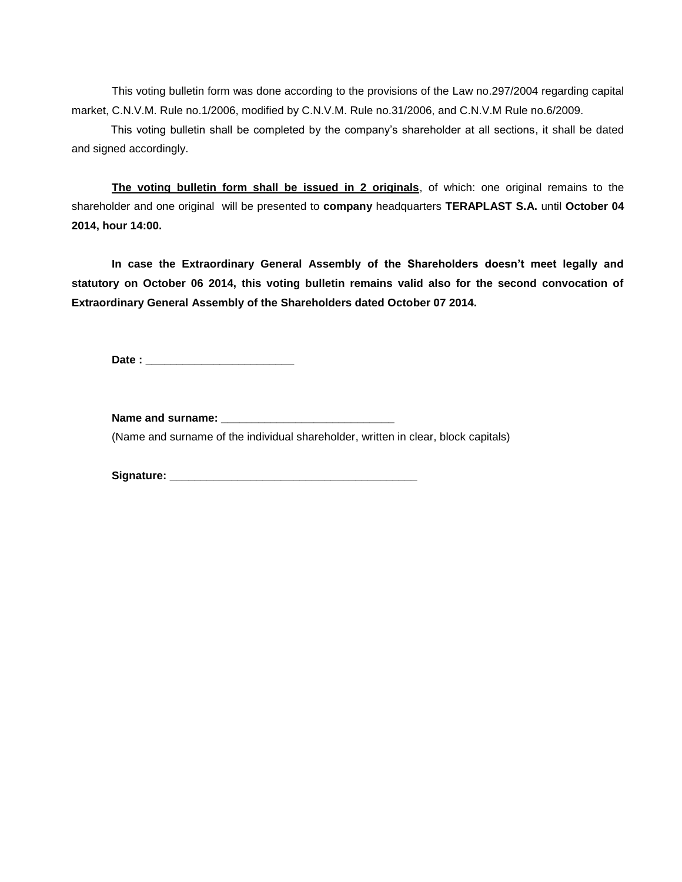This voting bulletin form was done according to the provisions of the Law no.297/2004 regarding capital market, C.N.V.M. Rule no.1/2006, modified by C.N.V.M. Rule no.31/2006, and C.N.V.M Rule no.6/2009.

This voting bulletin shall be completed by the company's shareholder at all sections, it shall be dated and signed accordingly.

**The voting bulletin form shall be issued in 2 originals**, of which: one original remains to the shareholder and one original will be presented to **company** headquarters **TERAPLAST S.A.** until **October 04 2014, hour 14:00.**

**In case the Extraordinary General Assembly of the Shareholders doesn't meet legally and statutory on October 06 2014, this voting bulletin remains valid also for the second convocation of Extraordinary General Assembly of the Shareholders dated October 07 2014.**

**Date :** ________________________

**Name and surname:** ____________________________

(Name and surname of the individual shareholder, written in clear, block capitals)

**Signature:** ________________________________________